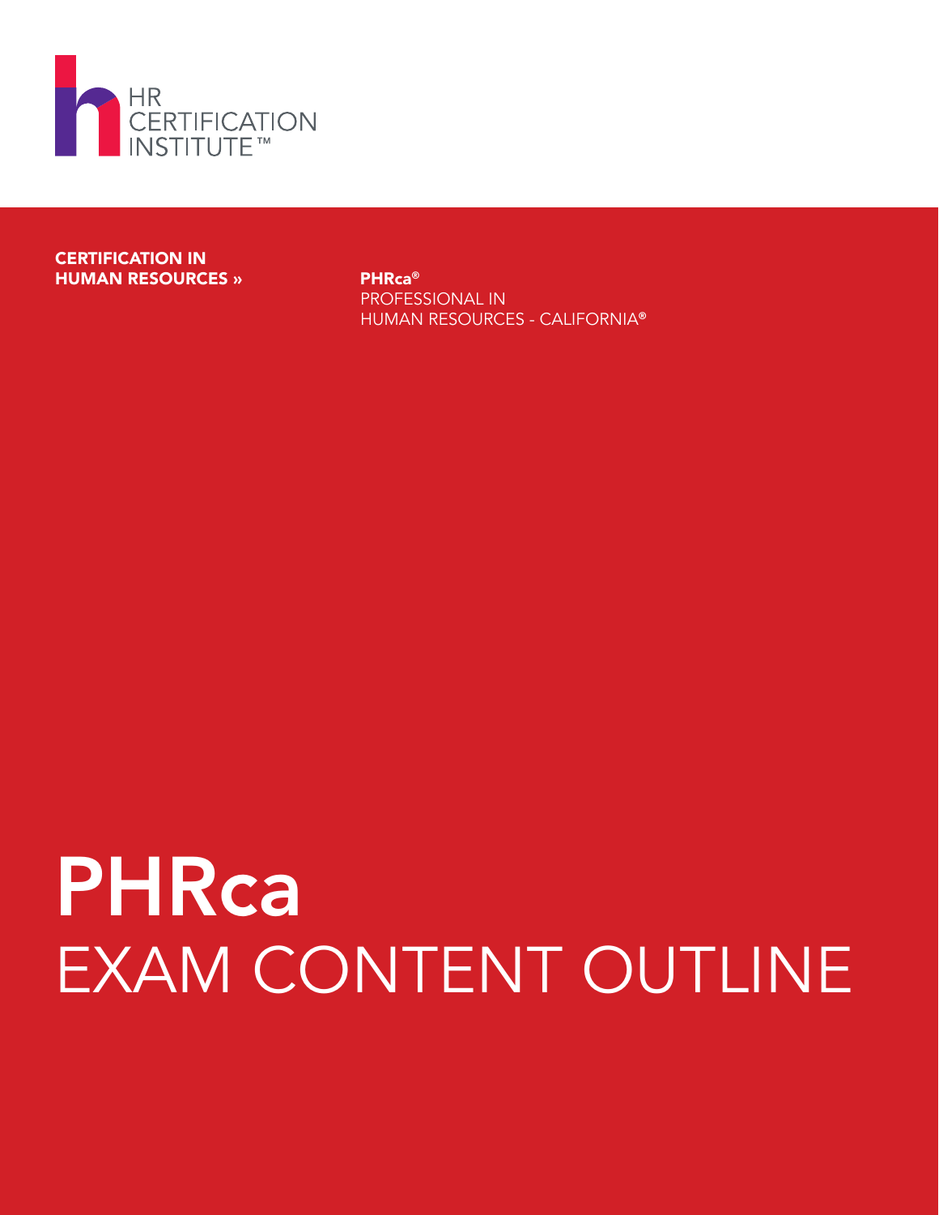HR CERTIFICATION INSTITUTE™

**CERTIFICATION IN HUMAN RESOURCES »**

**PHRca®**
PROFESSIONAL IN HUMAN RESOURCES - CALIFORNIA®

# PHRca
# EXAM CONTENT OUTLINE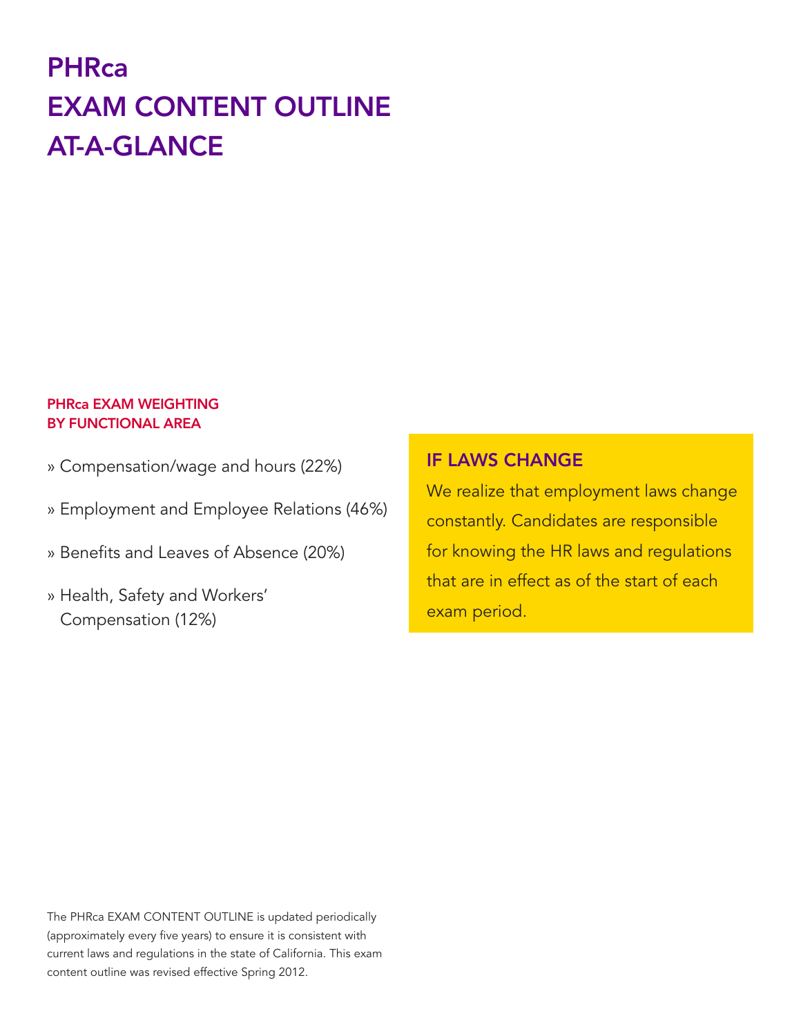# PHRca EXAM CONTENT OUTLINE AT-A-GLANCE

## PHRca EXAM WEIGHTING BY FUNCTIONAL AREA

» Compensation/wage and hours (22%)

» Employment and Employee Relations (46%)

» Benefits and Leaves of Absence (20%)

» Health, Safety and Workers' Compensation (12%)

## IF LAWS CHANGE

We realize that employment laws change constantly. Candidates are responsible for knowing the HR laws and regulations that are in effect as of the start of each exam period.

The PHRca EXAM CONTENT OUTLINE is updated periodically (approximately every five years) to ensure it is consistent with current laws and regulations in the state of California. This exam content outline was revised effective Spring 2012.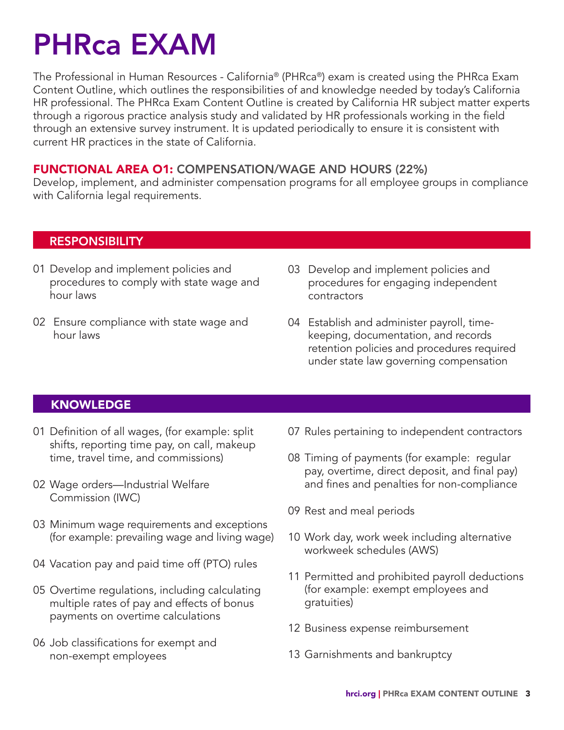# PHRca EXAM

The Professional in Human Resources - California® (PHRca®) exam is created using the PHRca Exam Content Outline, which outlines the responsibilities of and knowledge needed by today's California HR professional. The PHRca Exam Content Outline is created by California HR subject matter experts through a rigorous practice analysis study and validated by HR professionals working in the field through an extensive survey instrument. It is updated periodically to ensure it is consistent with current HR practices in the state of California.

## FUNCTIONAL AREA O1: COMPENSATION/WAGE AND HOURS (22%)

Develop, implement, and administer compensation programs for all employee groups in compliance with California legal requirements.

### RESPONSIBILITY

01 Develop and implement policies and procedures to comply with state wage and hour laws

02 Ensure compliance with state wage and hour laws

03 Develop and implement policies and procedures for engaging independent contractors

04 Establish and administer payroll, time-keeping, documentation, and records retention policies and procedures required under state law governing compensation

### KNOWLEDGE

01 Definition of all wages, (for example: split shifts, reporting time pay, on call, makeup time, travel time, and commissions)

02 Wage orders—Industrial Welfare Commission (IWC)

03 Minimum wage requirements and exceptions (for example: prevailing wage and living wage)

04 Vacation pay and paid time off (PTO) rules

05 Overtime regulations, including calculating multiple rates of pay and effects of bonus payments on overtime calculations

06 Job classifications for exempt and non-exempt employees

07 Rules pertaining to independent contractors

08 Timing of payments (for example: regular pay, overtime, direct deposit, and final pay) and fines and penalties for non-compliance

09 Rest and meal periods

10 Work day, work week including alternative workweek schedules (AWS)

11 Permitted and prohibited payroll deductions (for example: exempt employees and gratuities)

12 Business expense reimbursement

13 Garnishments and bankruptcy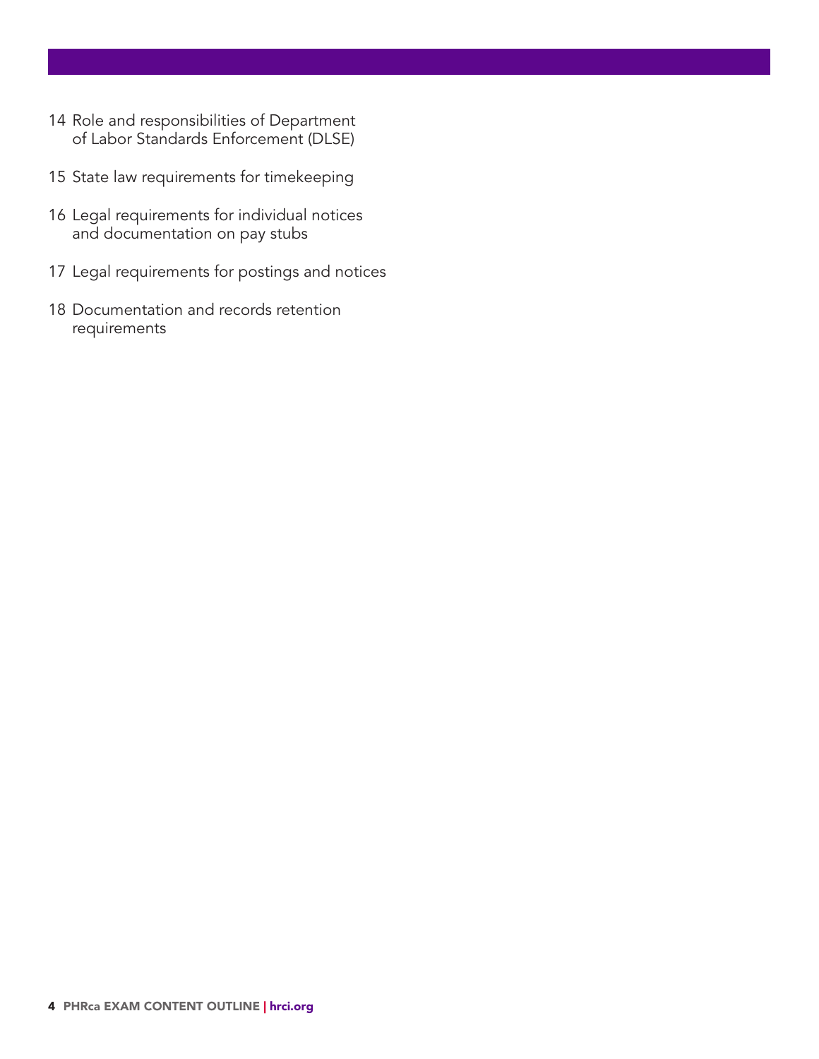14 Role and responsibilities of Department of Labor Standards Enforcement (DLSE)

15 State law requirements for timekeeping

16 Legal requirements for individual notices and documentation on pay stubs

17 Legal requirements for postings and notices

18 Documentation and records retention requirements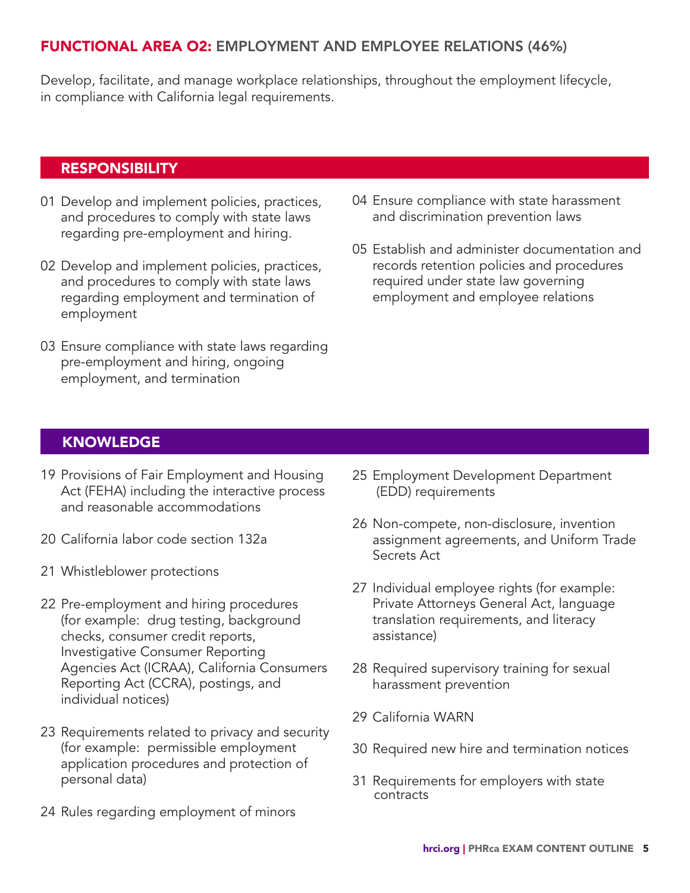## FUNCTIONAL AREA O2: EMPLOYMENT AND EMPLOYEE RELATIONS (46%)

Develop, facilitate, and manage workplace relationships, throughout the employment lifecycle, in compliance with California legal requirements.

### RESPONSIBILITY

01 Develop and implement policies, practices, and procedures to comply with state laws regarding pre-employment and hiring.

02 Develop and implement policies, practices, and procedures to comply with state laws regarding employment and termination of employment

03 Ensure compliance with state laws regarding pre-employment and hiring, ongoing employment, and termination

04 Ensure compliance with state harassment and discrimination prevention laws

05 Establish and administer documentation and records retention policies and procedures required under state law governing employment and employee relations

### KNOWLEDGE

19 Provisions of Fair Employment and Housing Act (FEHA) including the interactive process and reasonable accommodations

20 California labor code section 132a

21 Whistleblower protections

22 Pre-employment and hiring procedures (for example: drug testing, background checks, consumer credit reports, Investigative Consumer Reporting Agencies Act (ICRAA), California Consumers Reporting Act (CCRA), postings, and individual notices)

23 Requirements related to privacy and security (for example: permissible employment application procedures and protection of personal data)

24 Rules regarding employment of minors

25 Employment Development Department (EDD) requirements

26 Non-compete, non-disclosure, invention assignment agreements, and Uniform Trade Secrets Act

27 Individual employee rights (for example: Private Attorneys General Act, language translation requirements, and literacy assistance)

28 Required supervisory training for sexual harassment prevention

29 California WARN

30 Required new hire and termination notices

31 Requirements for employers with state contracts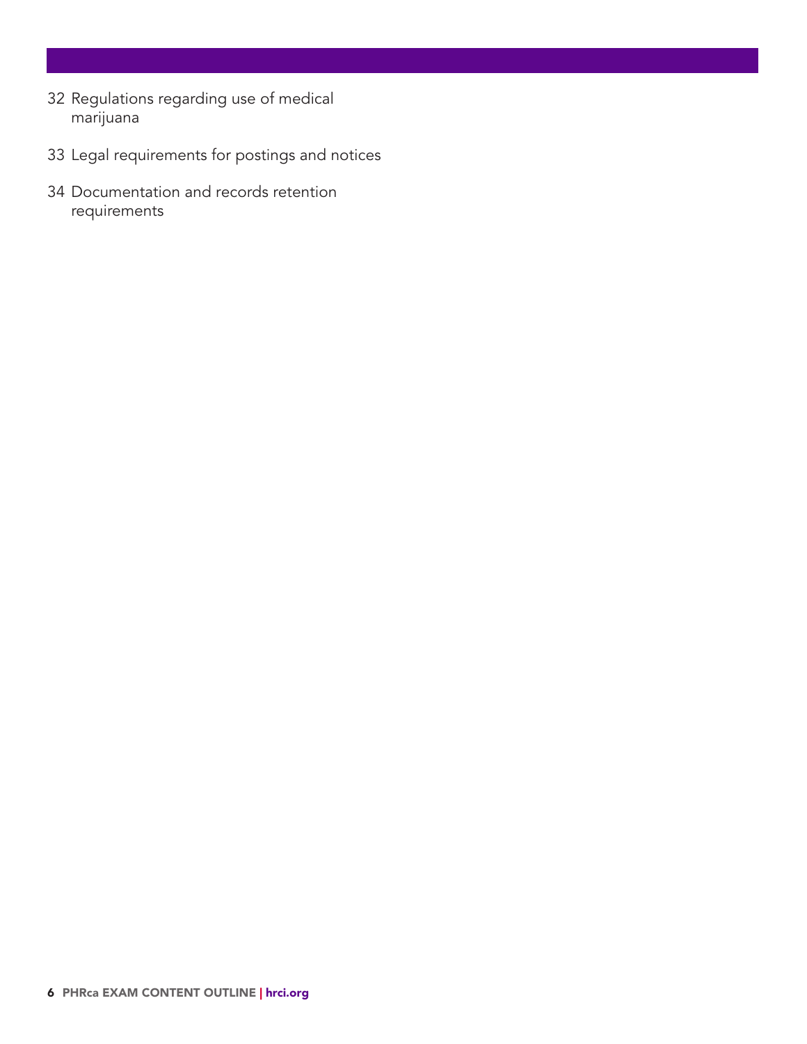32 Regulations regarding use of medical marijuana

33 Legal requirements for postings and notices

34 Documentation and records retention requirements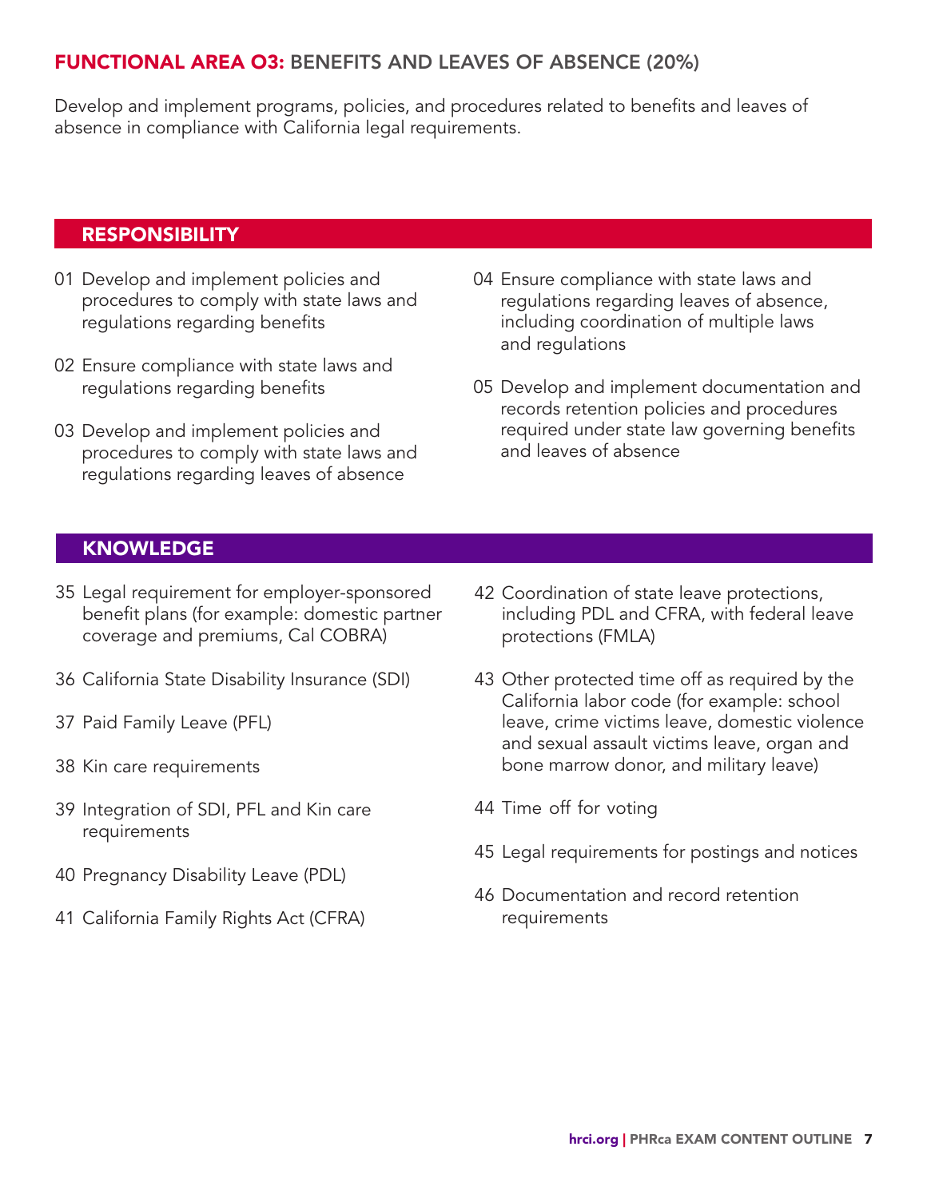## FUNCTIONAL AREA 03: BENEFITS AND LEAVES OF ABSENCE (20%)

Develop and implement programs, policies, and procedures related to benefits and leaves of absence in compliance with California legal requirements.

### RESPONSIBILITY

01 Develop and implement policies and procedures to comply with state laws and regulations regarding benefits

02 Ensure compliance with state laws and regulations regarding benefits

03 Develop and implement policies and procedures to comply with state laws and regulations regarding leaves of absence

04 Ensure compliance with state laws and regulations regarding leaves of absence, including coordination of multiple laws and regulations

05 Develop and implement documentation and records retention policies and procedures required under state law governing benefits and leaves of absence

### KNOWLEDGE

35 Legal requirement for employer-sponsored benefit plans (for example: domestic partner coverage and premiums, Cal COBRA)

36 California State Disability Insurance (SDI)

37 Paid Family Leave (PFL)

38 Kin care requirements

39 Integration of SDI, PFL and Kin care requirements

40 Pregnancy Disability Leave (PDL)

41 California Family Rights Act (CFRA)

42 Coordination of state leave protections, including PDL and CFRA, with federal leave protections (FMLA)

43 Other protected time off as required by the California labor code (for example: school leave, crime victims leave, domestic violence and sexual assault victims leave, organ and bone marrow donor, and military leave)

44 Time off for voting

45 Legal requirements for postings and notices

46 Documentation and record retention requirements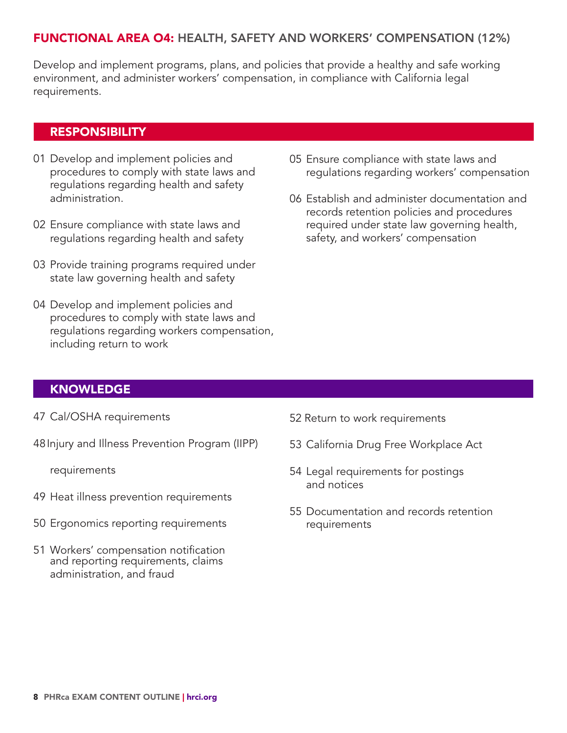## FUNCTIONAL AREA O4: HEALTH, SAFETY AND WORKERS' COMPENSATION (12%)

Develop and implement programs, plans, and policies that provide a healthy and safe working environment, and administer workers' compensation, in compliance with California legal requirements.

### RESPONSIBILITY

01 Develop and implement policies and procedures to comply with state laws and regulations regarding health and safety administration.

02 Ensure compliance with state laws and regulations regarding health and safety

03 Provide training programs required under state law governing health and safety

04 Develop and implement policies and procedures to comply with state laws and regulations regarding workers compensation, including return to work

05 Ensure compliance with state laws and regulations regarding workers' compensation

06 Establish and administer documentation and records retention policies and procedures required under state law governing health, safety, and workers' compensation

### KNOWLEDGE

47 Cal/OSHA requirements

48 Injury and Illness Prevention Program (IIPP) requirements

49 Heat illness prevention requirements

50 Ergonomics reporting requirements

51 Workers' compensation notification and reporting requirements, claims administration, and fraud

52 Return to work requirements

53 California Drug Free Workplace Act

54 Legal requirements for postings and notices

55 Documentation and records retention requirements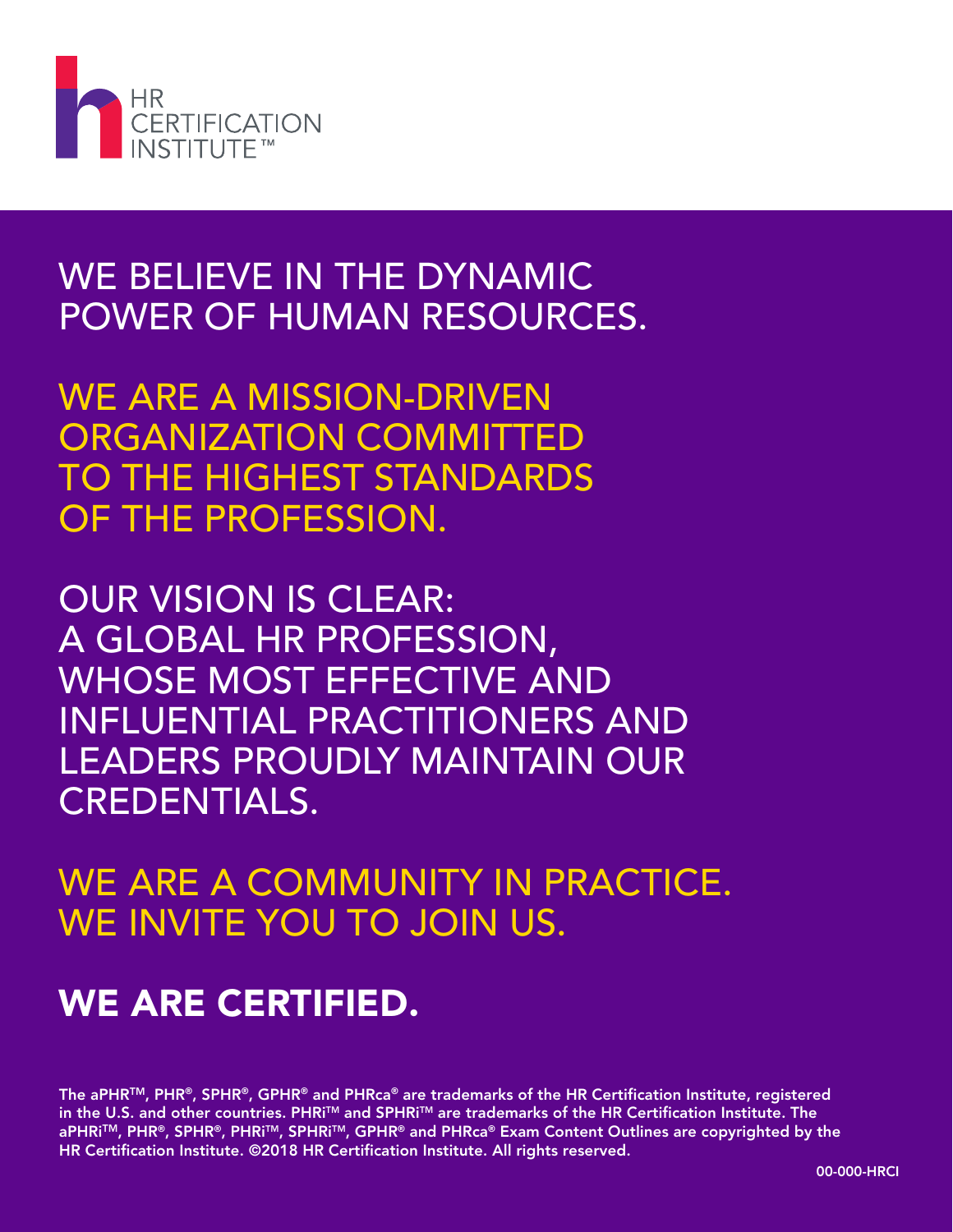HR CERTIFICATION INSTITUTE™

WE BELIEVE IN THE DYNAMIC POWER OF HUMAN RESOURCES.

WE ARE A MISSION-DRIVEN ORGANIZATION COMMITTED TO THE HIGHEST STANDARDS OF THE PROFESSION.

OUR VISION IS CLEAR: A GLOBAL HR PROFESSION, WHOSE MOST EFFECTIVE AND INFLUENTIAL PRACTITIONERS AND LEADERS PROUDLY MAINTAIN OUR CREDENTIALS.

WE ARE A COMMUNITY IN PRACTICE. WE INVITE YOU TO JOIN US.

# WE ARE CERTIFIED.

**The aPHR™, PHR®, SPHR®, GPHR® and PHRca® are trademarks of the HR Certification Institute, registered in the U.S. and other countries. PHRi™ and SPHRi™ are trademarks of the HR Certification Institute. The aPHRi™, PHR®, SPHR®, PHRi™, SPHRi™, GPHR® and PHRca® Exam Content Outlines are copyrighted by the HR Certification Institute. ©2018 HR Certification Institute. All rights reserved.**

00-000-HRCI